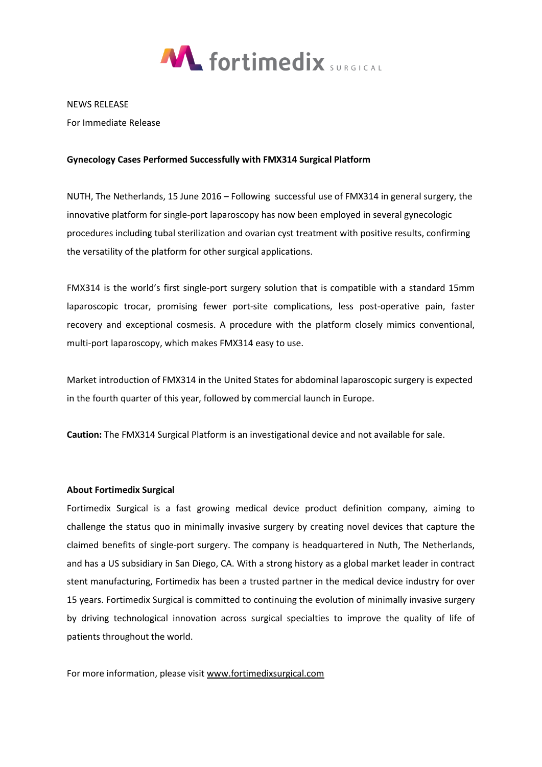fortimedix SURGICAL

NEWS RELEASE

For Immediate Release

**Gynecology Cases Performed Successfully with FMX314 Surgical Platform**

NUTH, The Netherlands, 15 June 2016 – Following successful use of FMX314 in general surgery, the innovative platform for single-port laparoscopy has now been employed in several gynecologic procedures including tubal sterilization and ovarian cyst treatment with positive results, confirming the versatility of the platform for other surgical applications.

FMX314 is the world's first single-port surgery solution that is compatible with a standard 15mm laparoscopic trocar, promising fewer port-site complications, less post-operative pain, faster recovery and exceptional cosmesis. A procedure with the platform closely mimics conventional, multi-port laparoscopy, which makes FMX314 easy to use.

Market introduction of FMX314 in the United States for abdominal laparoscopic surgery is expected in the fourth quarter of this year, followed by commercial launch in Europe.

**Caution:** The FMX314 Surgical Platform is an investigational device and not available for sale.

**About Fortimedix Surgical**

Fortimedix Surgical is a fast growing medical device product definition company, aiming to challenge the status quo in minimally invasive surgery by creating novel devices that capture the claimed benefits of single-port surgery. The company is headquartered in Nuth, The Netherlands, and has a US subsidiary in San Diego, CA. With a strong history as a global market leader in contract stent manufacturing, Fortimedix has been a trusted partner in the medical device industry for over 15 years. Fortimedix Surgical is committed to continuing the evolution of minimally invasive surgery by driving technological innovation across surgical specialties to improve the quality of life of patients throughout the world.

For more information, please visit www.fortimedixsurgical.com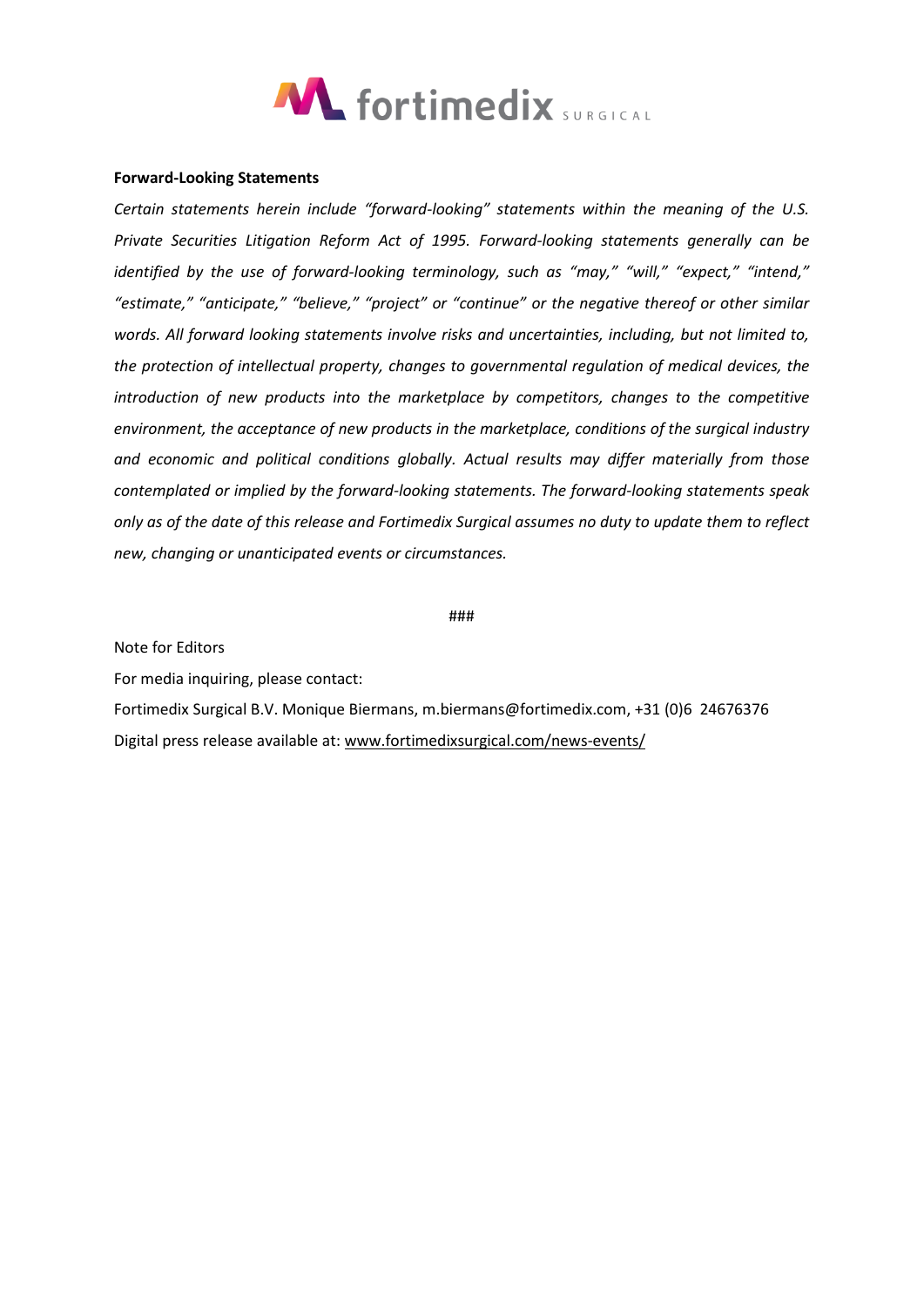**Forward-Looking Statements**

*Certain statements herein include “forward-looking” statements within the meaning of the U.S. Private Securities Litigation Reform Act of 1995. Forward-looking statements generally can be identified by the use of forward-looking terminology, such as “may,” “will,” “expect,” “intend,” “estimate,” “anticipate,” “believe,” “project” or “continue” or the negative thereof or other similar words. All forward looking statements involve risks and uncertainties, including, but not limited to, the protection of intellectual property, changes to governmental regulation of medical devices, the introduction of new products into the marketplace by competitors, changes to the competitive environment, the acceptance of new products in the marketplace, conditions of the surgical industry and economic and political conditions globally. Actual results may differ materially from those contemplated or implied by the forward-looking statements. The forward-looking statements speak only as of the date of this release and Fortimedix Surgical assumes no duty to update them to reflect new, changing or unanticipated events or circumstances.*

###

Note for Editors

For media inquiring, please contact:

Fortimedix Surgical B.V. Monique Biermans, m.biermans@fortimedix.com, +31 (0)6 24676376

Digital press release available at: www.fortimedixsurgical.com/news-events/